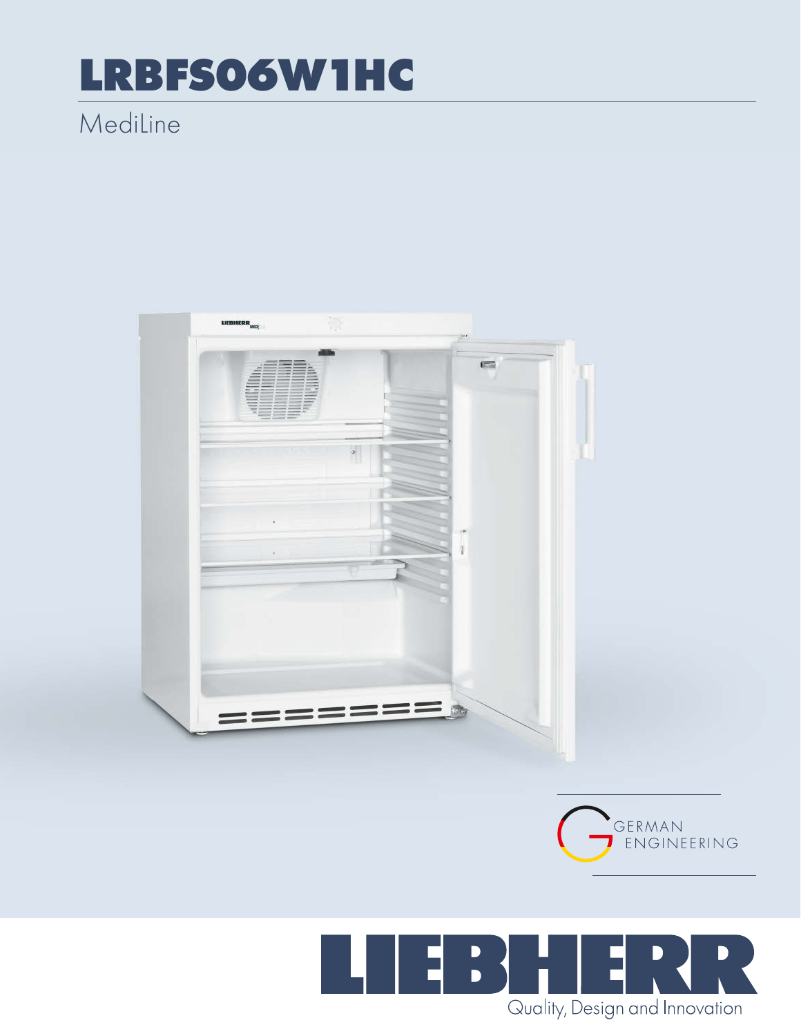# LRBFS06W1HC

MediLine

GERMAN ENGINEERING

LIEBHERR

Quality, Design and Innovation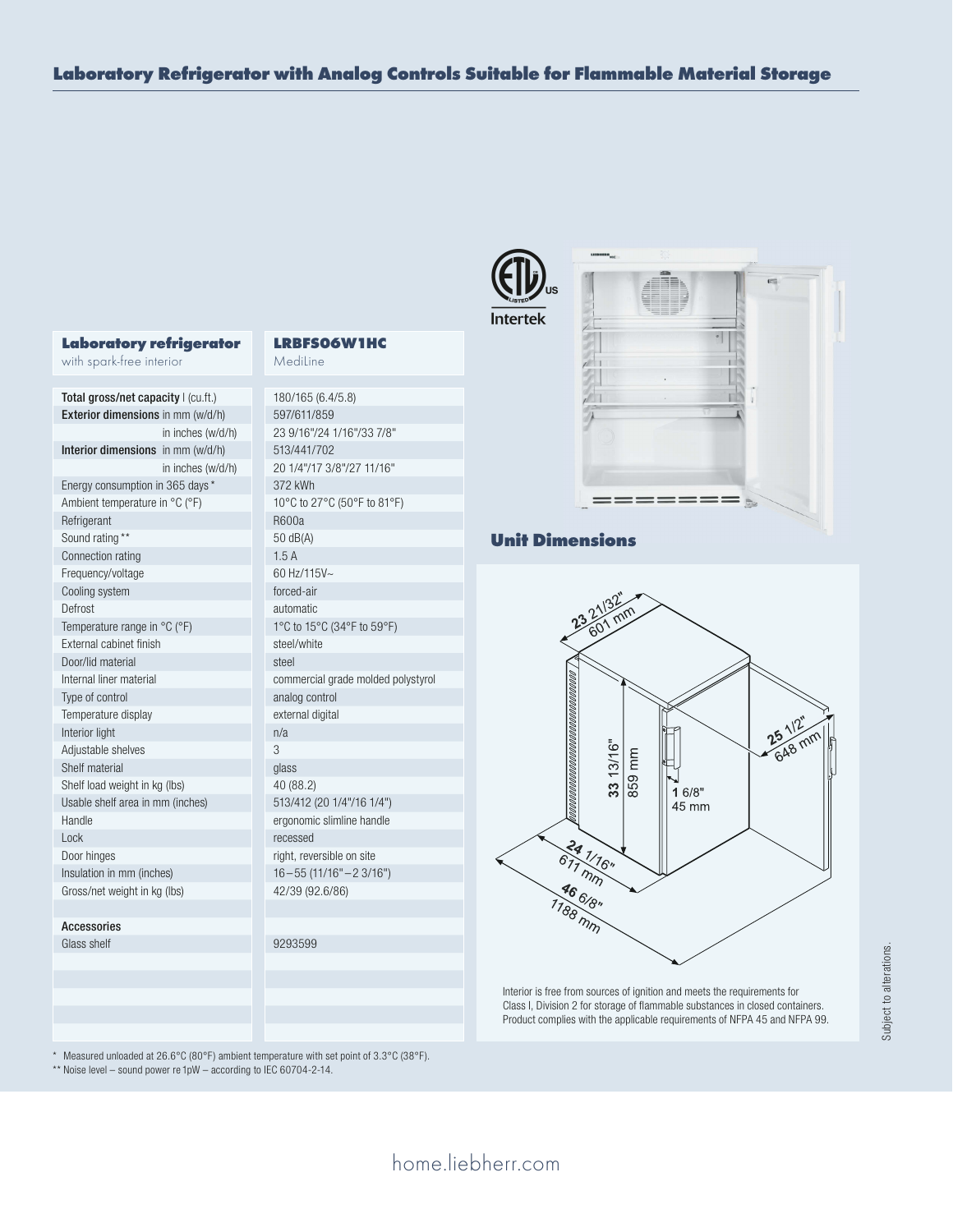## Laboratory Refrigerator with Analog Controls Suitable for Flammable Material Storage

Intertek

| **Laboratory refrigerator** with spark-free interior | **LRBFS06W1HC** MediLine |
|---|---|
| **Total gross/net capacity** l (cu.ft.) | 180/165 (6.4/5.8) |
| **Exterior dimensions** in mm (w/d/h) | 597/611/859 |
| in inches (w/d/h) | 23 9/16"/24 1/16"/33 7/8" |
| **Interior dimensions** in mm (w/d/h) | 513/441/702 |
| in inches (w/d/h) | 20 1/4"/17 3/8"/27 11/16" |
| Energy consumption in 365 days * | 372 kWh |
| Ambient temperature in °C (°F) | 10°C to 27°C (50°F to 81°F) |
| Refrigerant | R600a |
| Sound rating ** | 50 dB(A) |
| Connection rating | 1.5 A |
| Frequency/voltage | 60 Hz/115V~ |
| Cooling system | forced-air |
| Defrost | automatic |
| Temperature range in °C (°F) | 1°C to 15°C (34°F to 59°F) |
| External cabinet finish | steel/white |
| Door/lid material | steel |
| Internal liner material | commercial grade molded polystyrol |
| Type of control | analog control |
| Temperature display | external digital |
| Interior light | n/a |
| Adjustable shelves | 3 |
| Shelf material | glass |
| Shelf load weight in kg (lbs) | 40 (88.2) |
| Usable shelf area in mm (inches) | 513/412 (20 1/4"/16 1/4") |
| Handle | ergonomic slimline handle |
| Lock | recessed |
| Door hinges | right, reversible on site |
| Insulation in mm (inches) | 16–55 (11/16"–2 3/16") |
| Gross/net weight in kg (lbs) | 42/39 (92.6/86) |
| | |
| **Accessories** | |
| Glass shelf | 9293599 |

\* Measured unloaded at 26.6°C (80°F) ambient temperature with set point of 3.3°C (38°F).
\*\* Noise level – sound power re 1pW – according to IEC 60704-2-14.

## Unit Dimensions

23 21/32"
601 mm

25 1/2"
648 mm

33 13/16"
859 mm

1 6/8"
45 mm

24 1/16"
611 mm

46 6/8"
1188 mm

Interior is free from sources of ignition and meets the requirements for Class I, Division 2 for storage of flammable substances in closed containers. Product complies with the applicable requirements of NFPA 45 and NFPA 99.

Subject to alterations.

home.liebherr.com